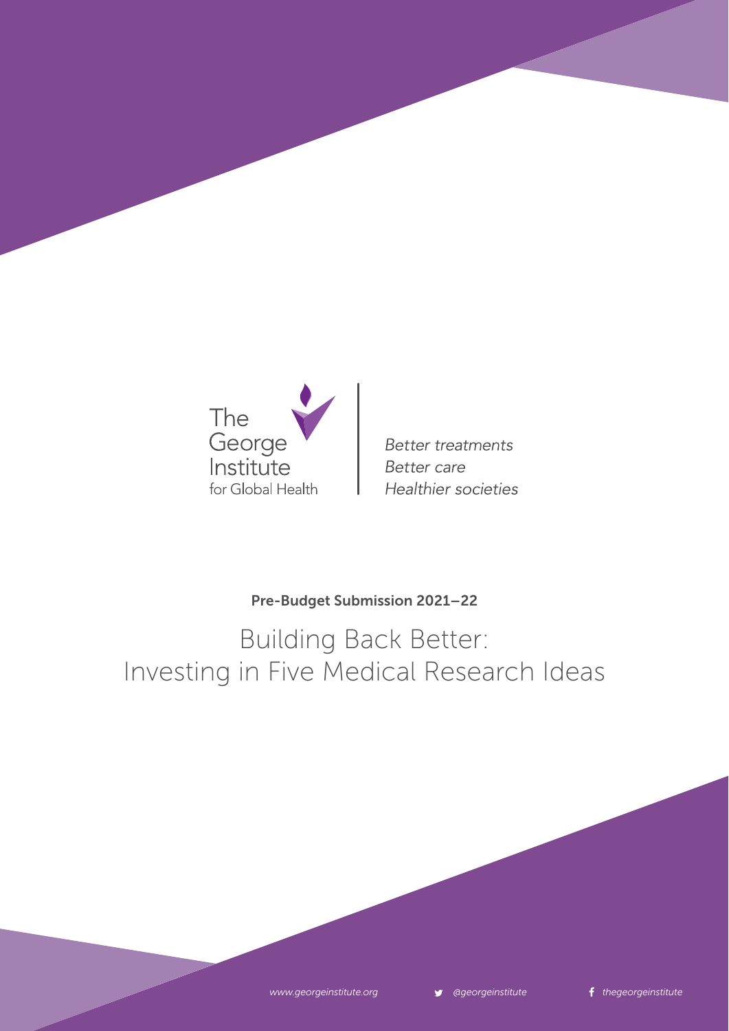The George Institute for Global Health

*Better treatments*
*Better care*
*Healthier societies*

**Pre-Budget Submission 2021–22**

# Building Back Better: Investing in Five Medical Research Ideas

*www.georgeinstitute.org*  *@georgeinstitute*  *thegeorgeinstitute*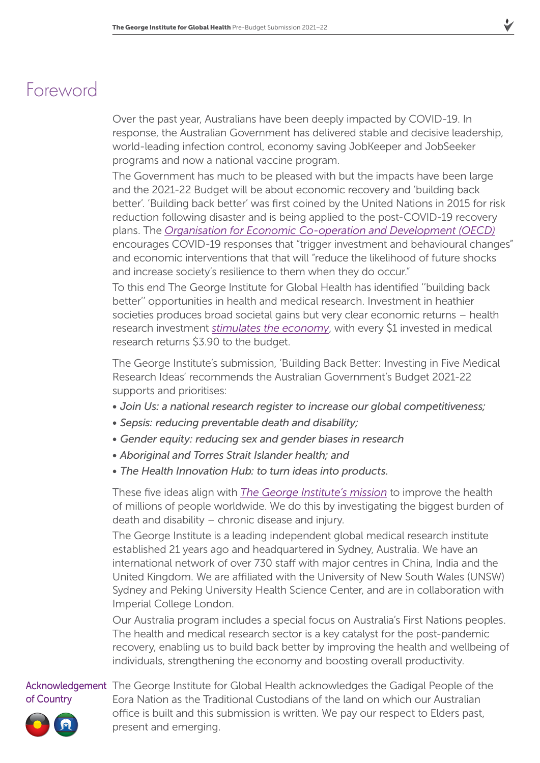# Foreword

Over the past year, Australians have been deeply impacted by COVID-19. In response, the Australian Government has delivered stable and decisive leadership, world-leading infection control, economy saving JobKeeper and JobSeeker programs and now a national vaccine program.

The Government has much to be pleased with but the impacts have been large and the 2021-22 Budget will be about economic recovery and 'building back better'. 'Building back better' was first coined by the United Nations in 2015 for risk reduction following disaster and is being applied to the post-COVID-19 recovery plans. The *Organisation for Economic Co-operation and Development (OECD)* encourages COVID-19 responses that "trigger investment and behavioural changes" and economic interventions that that will "reduce the likelihood of future shocks and increase society's resilience to them when they do occur."

To this end The George Institute for Global Health has identified ''building back better'' opportunities in health and medical research. Investment in heathier societies produces broad societal gains but very clear economic returns – health research investment *stimulates the economy*, with every $1 invested in medical research returns $3.90 to the budget.

The George Institute's submission, 'Building Back Better: Investing in Five Medical Research Ideas' recommends the Australian Government's Budget 2021-22 supports and prioritises:

- *Join Us: a national research register to increase our global competitiveness;*
- *Sepsis: reducing preventable death and disability;*
- *Gender equity: reducing sex and gender biases in research*
- *Aboriginal and Torres Strait Islander health; and*
- *The Health Innovation Hub: to turn ideas into products.*

These five ideas align with *The George Institute's mission* to improve the health of millions of people worldwide. We do this by investigating the biggest burden of death and disability – chronic disease and injury.

The George Institute is a leading independent global medical research institute established 21 years ago and headquartered in Sydney, Australia. We have an international network of over 730 staff with major centres in China, India and the United Kingdom. We are affiliated with the University of New South Wales (UNSW) Sydney and Peking University Health Science Center, and are in collaboration with Imperial College London.

Our Australia program includes a special focus on Australia's First Nations peoples. The health and medical research sector is a key catalyst for the post-pandemic recovery, enabling us to build back better by improving the health and wellbeing of individuals, strengthening the economy and boosting overall productivity.

## Acknowledgement of Country

The George Institute for Global Health acknowledges the Gadigal People of the Eora Nation as the Traditional Custodians of the land on which our Australian office is built and this submission is written. We pay our respect to Elders past, present and emerging.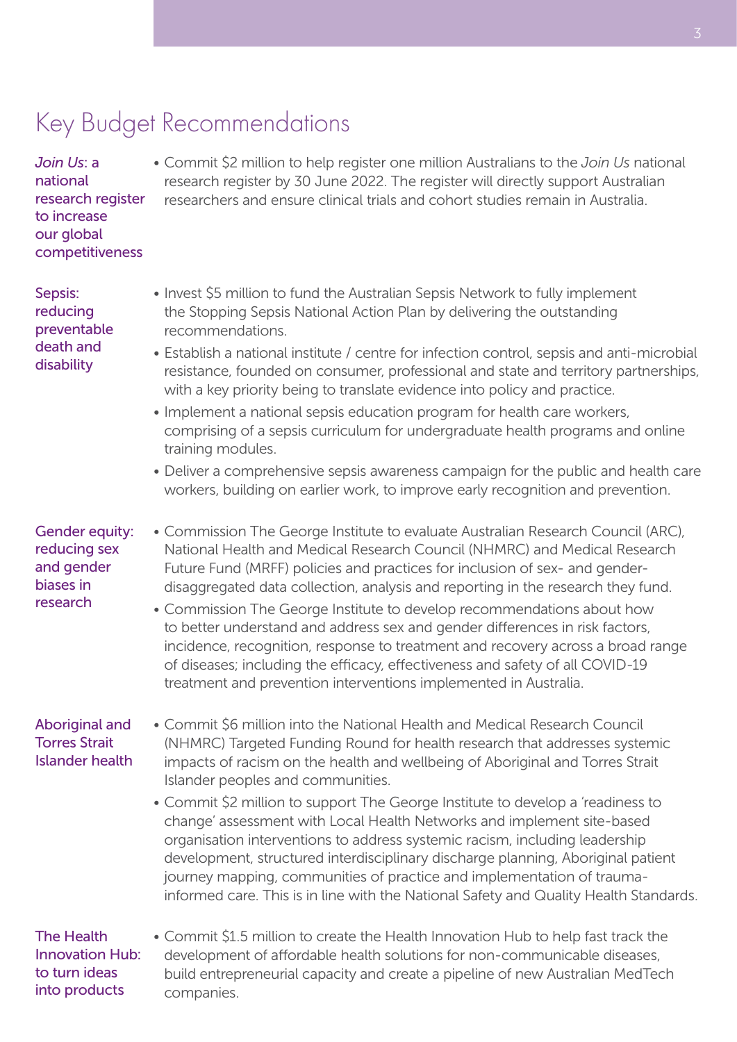# Key Budget Recommendations

### *Join Us*: a national research register to increase our global competitiveness

- Commit $2 million to help register one million Australians to the *Join Us* national research register by 30 June 2022. The register will directly support Australian researchers and ensure clinical trials and cohort studies remain in Australia.

### Sepsis: reducing preventable death and disability

- Invest $5 million to fund the Australian Sepsis Network to fully implement the Stopping Sepsis National Action Plan by delivering the outstanding recommendations.
- Establish a national institute / centre for infection control, sepsis and anti-microbial resistance, founded on consumer, professional and state and territory partnerships, with a key priority being to translate evidence into policy and practice.
- Implement a national sepsis education program for health care workers, comprising of a sepsis curriculum for undergraduate health programs and online training modules.
- Deliver a comprehensive sepsis awareness campaign for the public and health care workers, building on earlier work, to improve early recognition and prevention.

### Gender equity: reducing sex and gender biases in research

- Commission The George Institute to evaluate Australian Research Council (ARC), National Health and Medical Research Council (NHMRC) and Medical Research Future Fund (MRFF) policies and practices for inclusion of sex- and gender-disaggregated data collection, analysis and reporting in the research they fund.
- Commission The George Institute to develop recommendations about how to better understand and address sex and gender differences in risk factors, incidence, recognition, response to treatment and recovery across a broad range of diseases; including the efficacy, effectiveness and safety of all COVID-19 treatment and prevention interventions implemented in Australia.

### Aboriginal and Torres Strait Islander health

- Commit $6 million into the National Health and Medical Research Council (NHMRC) Targeted Funding Round for health research that addresses systemic impacts of racism on the health and wellbeing of Aboriginal and Torres Strait Islander peoples and communities.
- Commit $2 million to support The George Institute to develop a 'readiness to change' assessment with Local Health Networks and implement site-based organisation interventions to address systemic racism, including leadership development, structured interdisciplinary discharge planning, Aboriginal patient journey mapping, communities of practice and implementation of trauma-informed care. This is in line with the National Safety and Quality Health Standards.

### The Health Innovation Hub: to turn ideas into products

- Commit $1.5 million to create the Health Innovation Hub to help fast track the development of affordable health solutions for non-communicable diseases, build entrepreneurial capacity and create a pipeline of new Australian MedTech companies.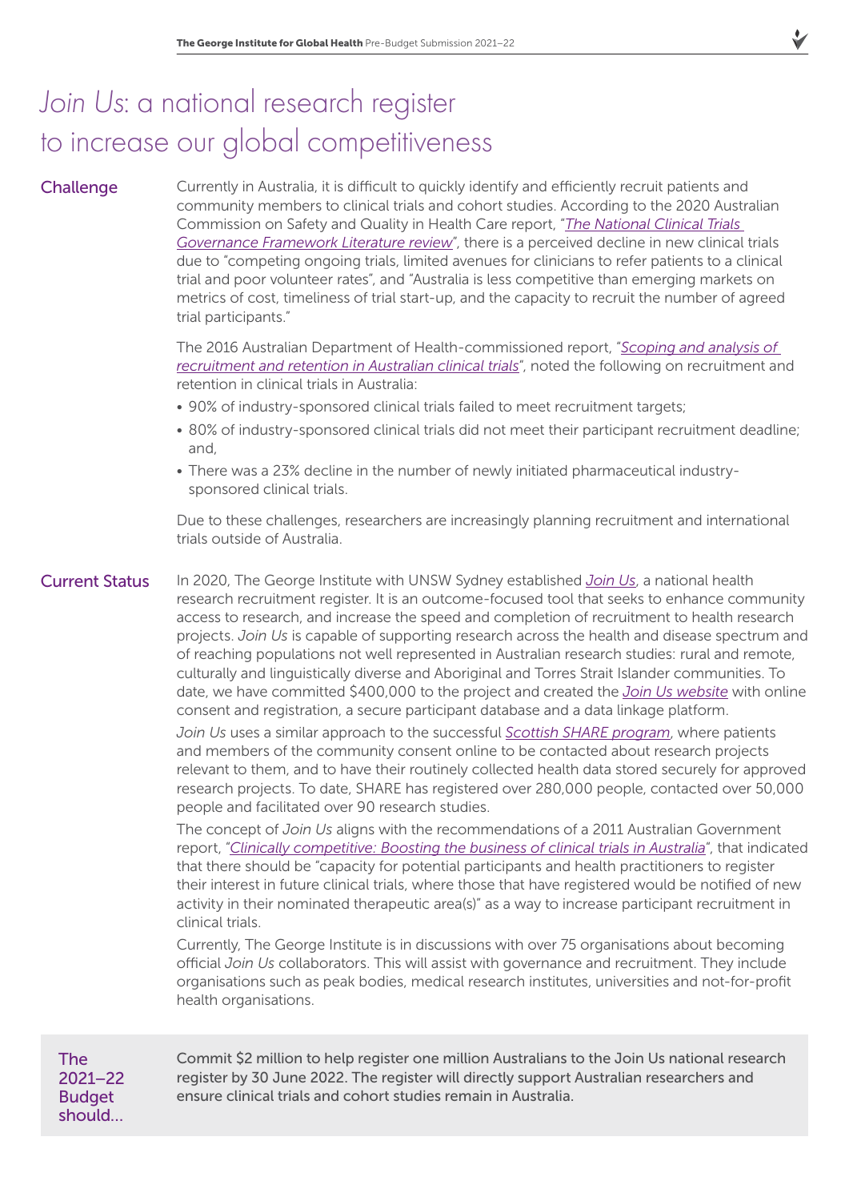# *Join Us*: a national research register to increase our global competitiveness

## Challenge

Currently in Australia, it is difficult to quickly identify and efficiently recruit patients and community members to clinical trials and cohort studies. According to the 2020 Australian Commission on Safety and Quality in Health Care report, "*The National Clinical Trials Governance Framework Literature review*", there is a perceived decline in new clinical trials due to "competing ongoing trials, limited avenues for clinicians to refer patients to a clinical trial and poor volunteer rates", and "Australia is less competitive than emerging markets on metrics of cost, timeliness of trial start-up, and the capacity to recruit the number of agreed trial participants."

The 2016 Australian Department of Health-commissioned report, "*Scoping and analysis of recruitment and retention in Australian clinical trials*", noted the following on recruitment and retention in clinical trials in Australia:

- 90% of industry-sponsored clinical trials failed to meet recruitment targets;
- 80% of industry-sponsored clinical trials did not meet their participant recruitment deadline; and,
- There was a 23% decline in the number of newly initiated pharmaceutical industry-sponsored clinical trials.

Due to these challenges, researchers are increasingly planning recruitment and international trials outside of Australia.

## Current Status

In 2020, The George Institute with UNSW Sydney established *Join Us*, a national health research recruitment register. It is an outcome-focused tool that seeks to enhance community access to research, and increase the speed and completion of recruitment to health research projects. *Join Us* is capable of supporting research across the health and disease spectrum and of reaching populations not well represented in Australian research studies: rural and remote, culturally and linguistically diverse and Aboriginal and Torres Strait Islander communities. To date, we have committed $400,000 to the project and created the *Join Us website* with online consent and registration, a secure participant database and a data linkage platform.

*Join Us* uses a similar approach to the successful *Scottish SHARE program*, where patients and members of the community consent online to be contacted about research projects relevant to them, and to have their routinely collected health data stored securely for approved research projects. To date, SHARE has registered over 280,000 people, contacted over 50,000 people and facilitated over 90 research studies.

The concept of *Join Us* aligns with the recommendations of a 2011 Australian Government report, "*Clinically competitive: Boosting the business of clinical trials in Australia*", that indicated that there should be "capacity for potential participants and health practitioners to register their interest in future clinical trials, where those that have registered would be notified of new activity in their nominated therapeutic area(s)" as a way to increase participant recruitment in clinical trials.

Currently, The George Institute is in discussions with over 75 organisations about becoming official *Join Us* collaborators. This will assist with governance and recruitment. They include organisations such as peak bodies, medical research institutes, universities and not-for-profit health organisations.

## The 2021–22 Budget should...

Commit $2 million to help register one million Australians to the Join Us national research register by 30 June 2022. The register will directly support Australian researchers and ensure clinical trials and cohort studies remain in Australia.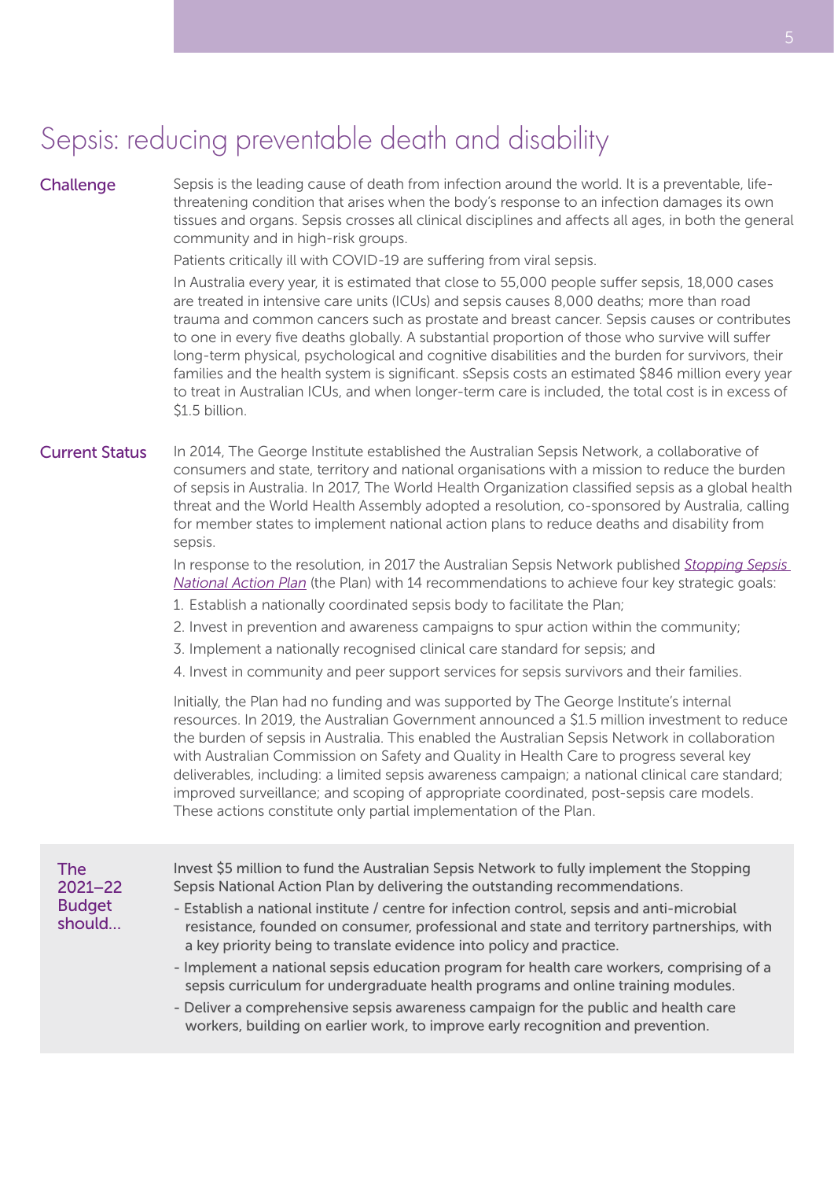# Sepsis: reducing preventable death and disability

## Challenge

Sepsis is the leading cause of death from infection around the world. It is a preventable, life-threatening condition that arises when the body's response to an infection damages its own tissues and organs. Sepsis crosses all clinical disciplines and affects all ages, in both the general community and in high-risk groups.

Patients critically ill with COVID-19 are suffering from viral sepsis.

In Australia every year, it is estimated that close to 55,000 people suffer sepsis, 18,000 cases are treated in intensive care units (ICUs) and sepsis causes 8,000 deaths; more than road trauma and common cancers such as prostate and breast cancer. Sepsis causes or contributes to one in every five deaths globally. A substantial proportion of those who survive will suffer long-term physical, psychological and cognitive disabilities and the burden for survivors, their families and the health system is significant. sSepsis costs an estimated $846 million every year to treat in Australian ICUs, and when longer-term care is included, the total cost is in excess of $1.5 billion.

## Current Status

In 2014, The George Institute established the Australian Sepsis Network, a collaborative of consumers and state, territory and national organisations with a mission to reduce the burden of sepsis in Australia. In 2017, The World Health Organization classified sepsis as a global health threat and the World Health Assembly adopted a resolution, co-sponsored by Australia, calling for member states to implement national action plans to reduce deaths and disability from sepsis.

In response to the resolution, in 2017 the Australian Sepsis Network published *Stopping Sepsis National Action Plan* (the Plan) with 14 recommendations to achieve four key strategic goals:

1. Establish a nationally coordinated sepsis body to facilitate the Plan;
2. Invest in prevention and awareness campaigns to spur action within the community;
3. Implement a nationally recognised clinical care standard for sepsis; and
4. Invest in community and peer support services for sepsis survivors and their families.

Initially, the Plan had no funding and was supported by The George Institute's internal resources. In 2019, the Australian Government announced a $1.5 million investment to reduce the burden of sepsis in Australia. This enabled the Australian Sepsis Network in collaboration with Australian Commission on Safety and Quality in Health Care to progress several key deliverables, including: a limited sepsis awareness campaign; a national clinical care standard; improved surveillance; and scoping of appropriate coordinated, post-sepsis care models. These actions constitute only partial implementation of the Plan.

## The 2021–22 Budget should...

Invest $5 million to fund the Australian Sepsis Network to fully implement the Stopping Sepsis National Action Plan by delivering the outstanding recommendations.

- Establish a national institute / centre for infection control, sepsis and anti-microbial resistance, founded on consumer, professional and state and territory partnerships, with a key priority being to translate evidence into policy and practice.
- Implement a national sepsis education program for health care workers, comprising of a sepsis curriculum for undergraduate health programs and online training modules.
- Deliver a comprehensive sepsis awareness campaign for the public and health care workers, building on earlier work, to improve early recognition and prevention.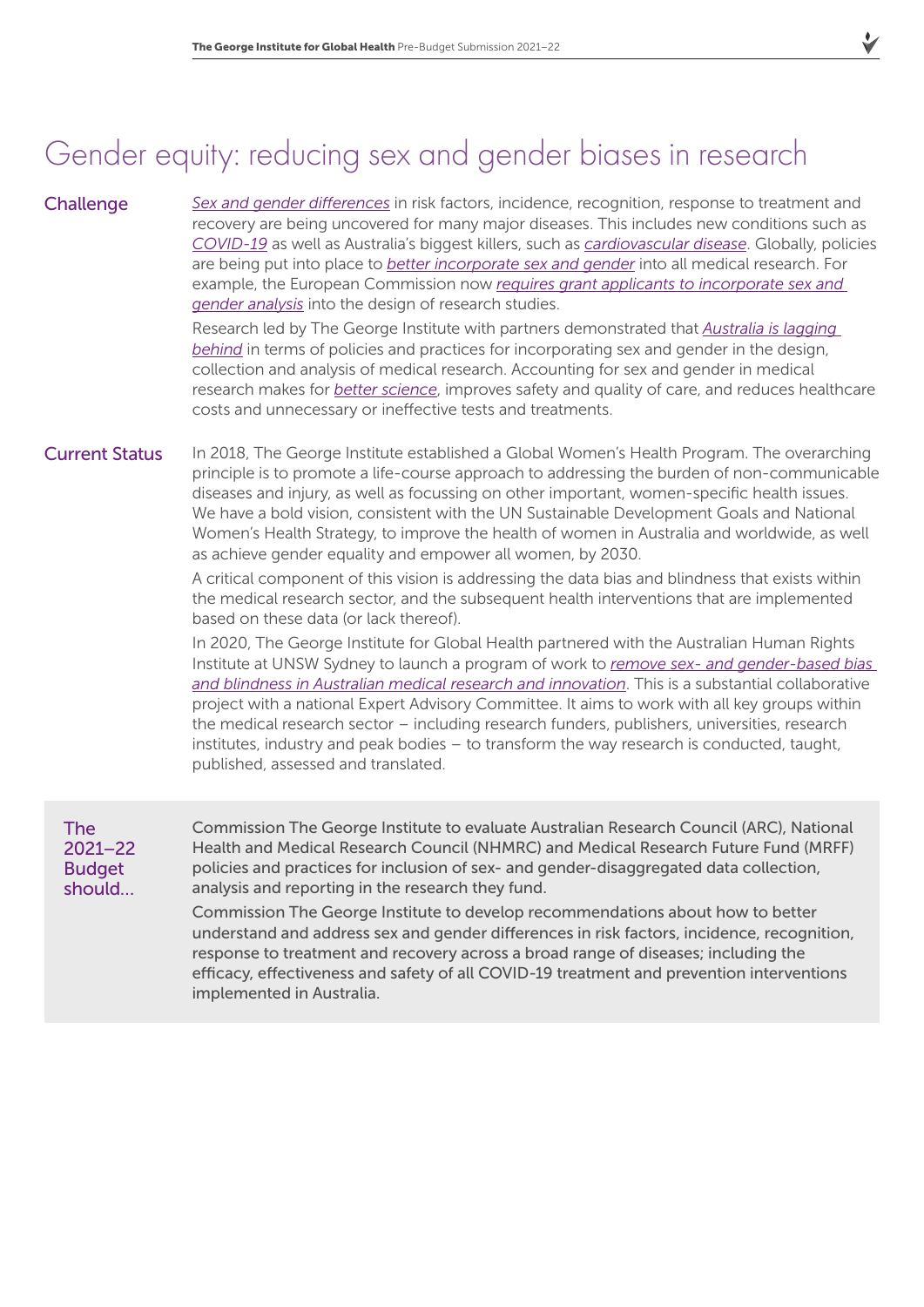# Gender equity: reducing sex and gender biases in research

## Challenge

*Sex and gender differences* in risk factors, incidence, recognition, response to treatment and recovery are being uncovered for many major diseases. This includes new conditions such as *COVID-19* as well as Australia's biggest killers, such as *cardiovascular disease*. Globally, policies are being put into place to *better incorporate sex and gender* into all medical research. For example, the European Commission now *requires grant applicants to incorporate sex and gender analysis* into the design of research studies.

Research led by The George Institute with partners demonstrated that *Australia is lagging behind* in terms of policies and practices for incorporating sex and gender in the design, collection and analysis of medical research. Accounting for sex and gender in medical research makes for *better science*, improves safety and quality of care, and reduces healthcare costs and unnecessary or ineffective tests and treatments.

## Current Status

In 2018, The George Institute established a Global Women's Health Program. The overarching principle is to promote a life-course approach to addressing the burden of non-communicable diseases and injury, as well as focussing on other important, women-specific health issues. We have a bold vision, consistent with the UN Sustainable Development Goals and National Women's Health Strategy, to improve the health of women in Australia and worldwide, as well as achieve gender equality and empower all women, by 2030.

A critical component of this vision is addressing the data bias and blindness that exists within the medical research sector, and the subsequent health interventions that are implemented based on these data (or lack thereof).

In 2020, The George Institute for Global Health partnered with the Australian Human Rights Institute at UNSW Sydney to launch a program of work to *remove sex- and gender-based bias and blindness in Australian medical research and innovation*. This is a substantial collaborative project with a national Expert Advisory Committee. It aims to work with all key groups within the medical research sector – including research funders, publishers, universities, research institutes, industry and peak bodies – to transform the way research is conducted, taught, published, assessed and translated.

## The 2021–22 Budget should...

Commission The George Institute to evaluate Australian Research Council (ARC), National Health and Medical Research Council (NHMRC) and Medical Research Future Fund (MRFF) policies and practices for inclusion of sex- and gender-disaggregated data collection, analysis and reporting in the research they fund.

Commission The George Institute to develop recommendations about how to better understand and address sex and gender differences in risk factors, incidence, recognition, response to treatment and recovery across a broad range of diseases; including the efficacy, effectiveness and safety of all COVID-19 treatment and prevention interventions implemented in Australia.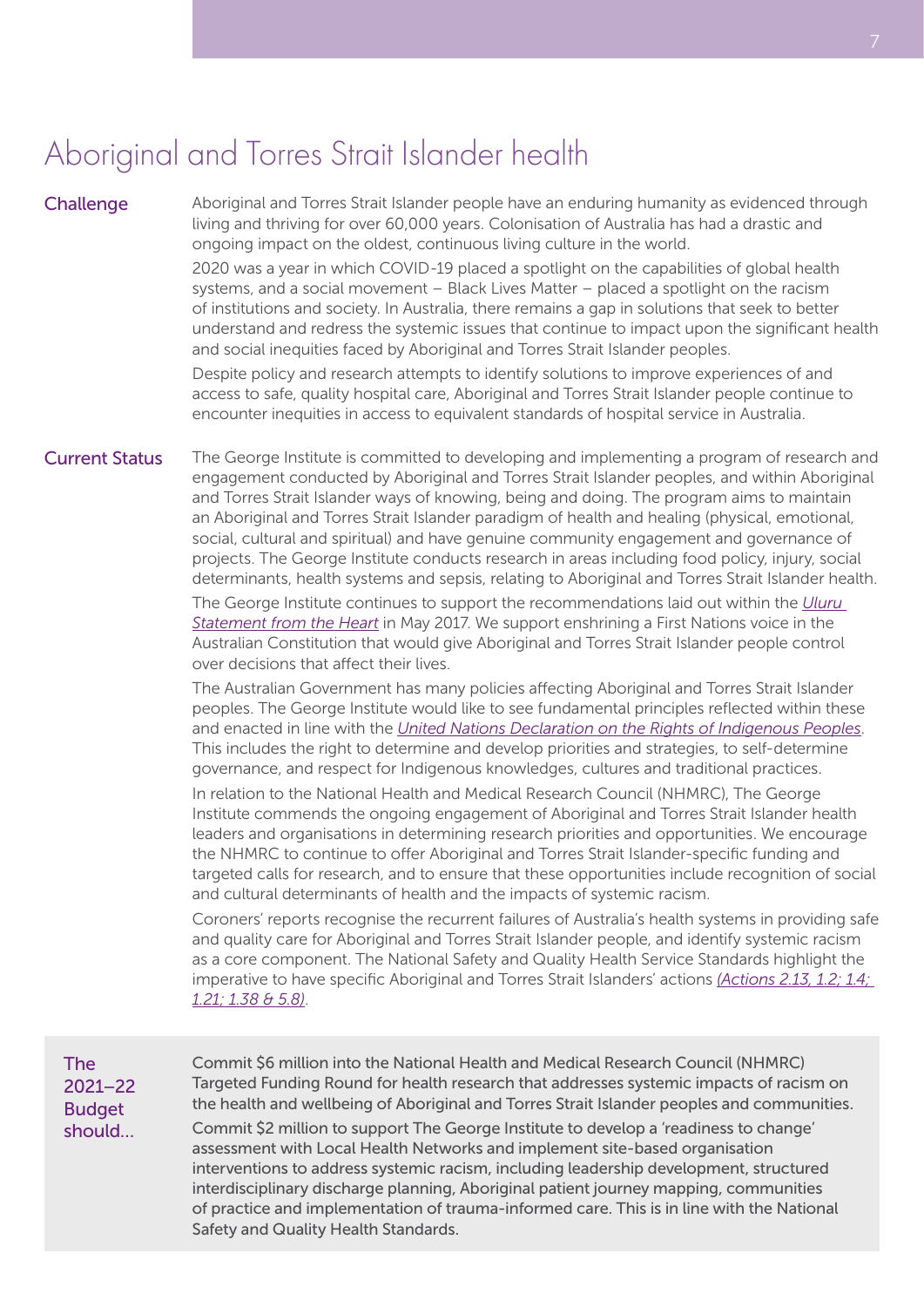# Aboriginal and Torres Strait Islander health

## Challenge

Aboriginal and Torres Strait Islander people have an enduring humanity as evidenced through living and thriving for over 60,000 years. Colonisation of Australia has had a drastic and ongoing impact on the oldest, continuous living culture in the world.

2020 was a year in which COVID-19 placed a spotlight on the capabilities of global health systems, and a social movement – Black Lives Matter – placed a spotlight on the racism of institutions and society. In Australia, there remains a gap in solutions that seek to better understand and redress the systemic issues that continue to impact upon the significant health and social inequities faced by Aboriginal and Torres Strait Islander peoples.

Despite policy and research attempts to identify solutions to improve experiences of and access to safe, quality hospital care, Aboriginal and Torres Strait Islander people continue to encounter inequities in access to equivalent standards of hospital service in Australia.

## Current Status

The George Institute is committed to developing and implementing a program of research and engagement conducted by Aboriginal and Torres Strait Islander peoples, and within Aboriginal and Torres Strait Islander ways of knowing, being and doing. The program aims to maintain an Aboriginal and Torres Strait Islander paradigm of health and healing (physical, emotional, social, cultural and spiritual) and have genuine community engagement and governance of projects. The George Institute conducts research in areas including food policy, injury, social determinants, health systems and sepsis, relating to Aboriginal and Torres Strait Islander health.

The George Institute continues to support the recommendations laid out within the *Uluru Statement from the Heart* in May 2017. We support enshrining a First Nations voice in the Australian Constitution that would give Aboriginal and Torres Strait Islander people control over decisions that affect their lives.

The Australian Government has many policies affecting Aboriginal and Torres Strait Islander peoples. The George Institute would like to see fundamental principles reflected within these and enacted in line with the *United Nations Declaration on the Rights of Indigenous Peoples*. This includes the right to determine and develop priorities and strategies, to self-determine governance, and respect for Indigenous knowledges, cultures and traditional practices.

In relation to the National Health and Medical Research Council (NHMRC), The George Institute commends the ongoing engagement of Aboriginal and Torres Strait Islander health leaders and organisations in determining research priorities and opportunities. We encourage the NHMRC to continue to offer Aboriginal and Torres Strait Islander-specific funding and targeted calls for research, and to ensure that these opportunities include recognition of social and cultural determinants of health and the impacts of systemic racism.

Coroners' reports recognise the recurrent failures of Australia's health systems in providing safe and quality care for Aboriginal and Torres Strait Islander people, and identify systemic racism as a core component. The National Safety and Quality Health Service Standards highlight the imperative to have specific Aboriginal and Torres Strait Islanders' actions *(Actions 2.13, 1.2; 1.4; 1.21; 1.38 & 5.8)*.

## The 2021–22 Budget should...

Commit $6 million into the National Health and Medical Research Council (NHMRC) Targeted Funding Round for health research that addresses systemic impacts of racism on the health and wellbeing of Aboriginal and Torres Strait Islander peoples and communities.

Commit $2 million to support The George Institute to develop a 'readiness to change' assessment with Local Health Networks and implement site-based organisation interventions to address systemic racism, including leadership development, structured interdisciplinary discharge planning, Aboriginal patient journey mapping, communities of practice and implementation of trauma-informed care. This is in line with the National Safety and Quality Health Standards.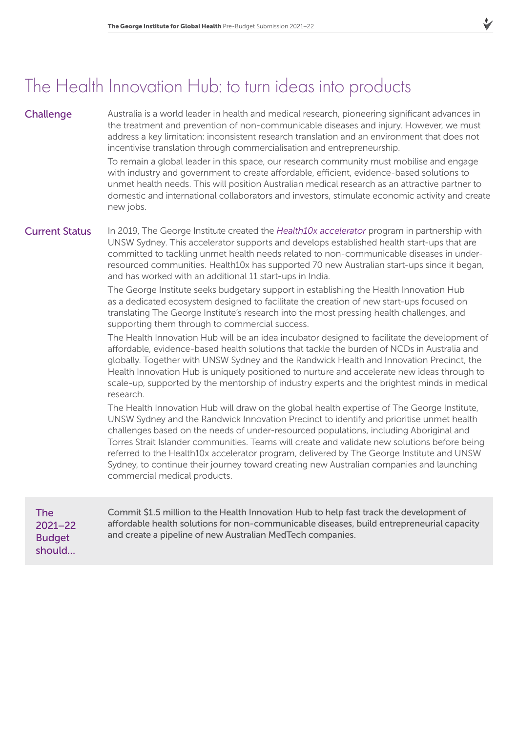# The Health Innovation Hub: to turn ideas into products

## Challenge

Australia is a world leader in health and medical research, pioneering significant advances in the treatment and prevention of non-communicable diseases and injury. However, we must address a key limitation: inconsistent research translation and an environment that does not incentivise translation through commercialisation and entrepreneurship.

To remain a global leader in this space, our research community must mobilise and engage with industry and government to create affordable, efficient, evidence-based solutions to unmet health needs. This will position Australian medical research as an attractive partner to domestic and international collaborators and investors, stimulate economic activity and create new jobs.

## Current Status

In 2019, The George Institute created the *Health10x accelerator* program in partnership with UNSW Sydney. This accelerator supports and develops established health start-ups that are committed to tackling unmet health needs related to non-communicable diseases in under-resourced communities. Health10x has supported 70 new Australian start-ups since it began, and has worked with an additional 11 start-ups in India.

The George Institute seeks budgetary support in establishing the Health Innovation Hub as a dedicated ecosystem designed to facilitate the creation of new start-ups focused on translating The George Institute's research into the most pressing health challenges, and supporting them through to commercial success.

The Health Innovation Hub will be an idea incubator designed to facilitate the development of affordable, evidence-based health solutions that tackle the burden of NCDs in Australia and globally. Together with UNSW Sydney and the Randwick Health and Innovation Precinct, the Health Innovation Hub is uniquely positioned to nurture and accelerate new ideas through to scale-up, supported by the mentorship of industry experts and the brightest minds in medical research.

The Health Innovation Hub will draw on the global health expertise of The George Institute, UNSW Sydney and the Randwick Innovation Precinct to identify and prioritise unmet health challenges based on the needs of under-resourced populations, including Aboriginal and Torres Strait Islander communities. Teams will create and validate new solutions before being referred to the Health10x accelerator program, delivered by The George Institute and UNSW Sydney, to continue their journey toward creating new Australian companies and launching commercial medical products.

## The 2021–22 Budget should...

Commit $1.5 million to the Health Innovation Hub to help fast track the development of affordable health solutions for non-communicable diseases, build entrepreneurial capacity and create a pipeline of new Australian MedTech companies.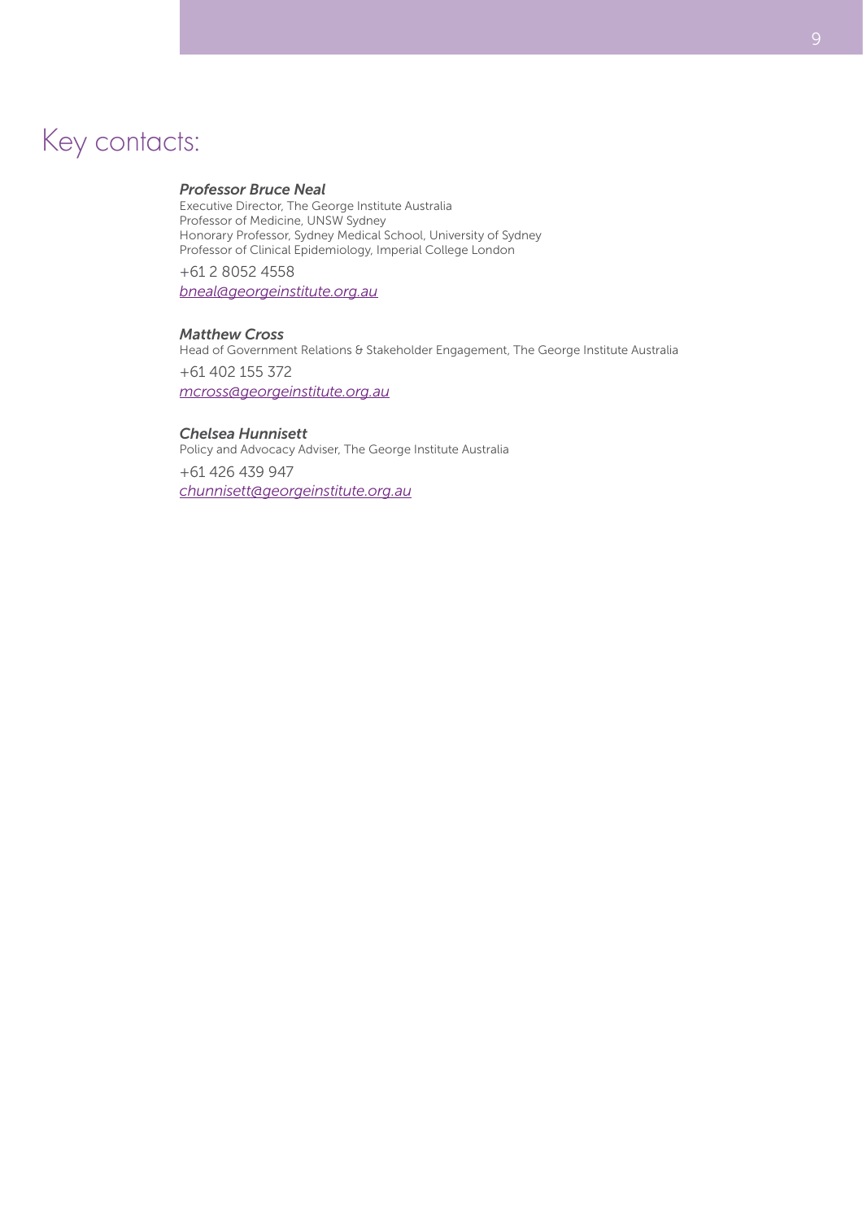# Key contacts:

***Professor Bruce Neal***
Executive Director, The George Institute Australia
Professor of Medicine, UNSW Sydney
Honorary Professor, Sydney Medical School, University of Sydney
Professor of Clinical Epidemiology, Imperial College London

+61 2 8052 4558
*bneal@georgeinstitute.org.au*

***Matthew Cross***
Head of Government Relations & Stakeholder Engagement, The George Institute Australia

+61 402 155 372
*mcross@georgeinstitute.org.au*

***Chelsea Hunnisett***
Policy and Advocacy Adviser, The George Institute Australia

+61 426 439 947
*chunnisett@georgeinstitute.org.au*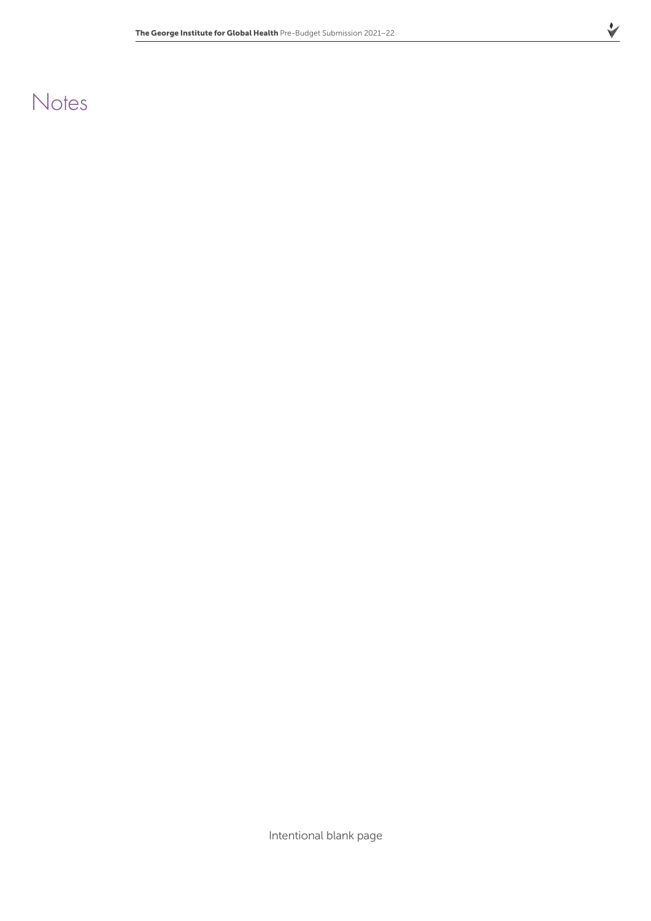# Notes

Intentional blank page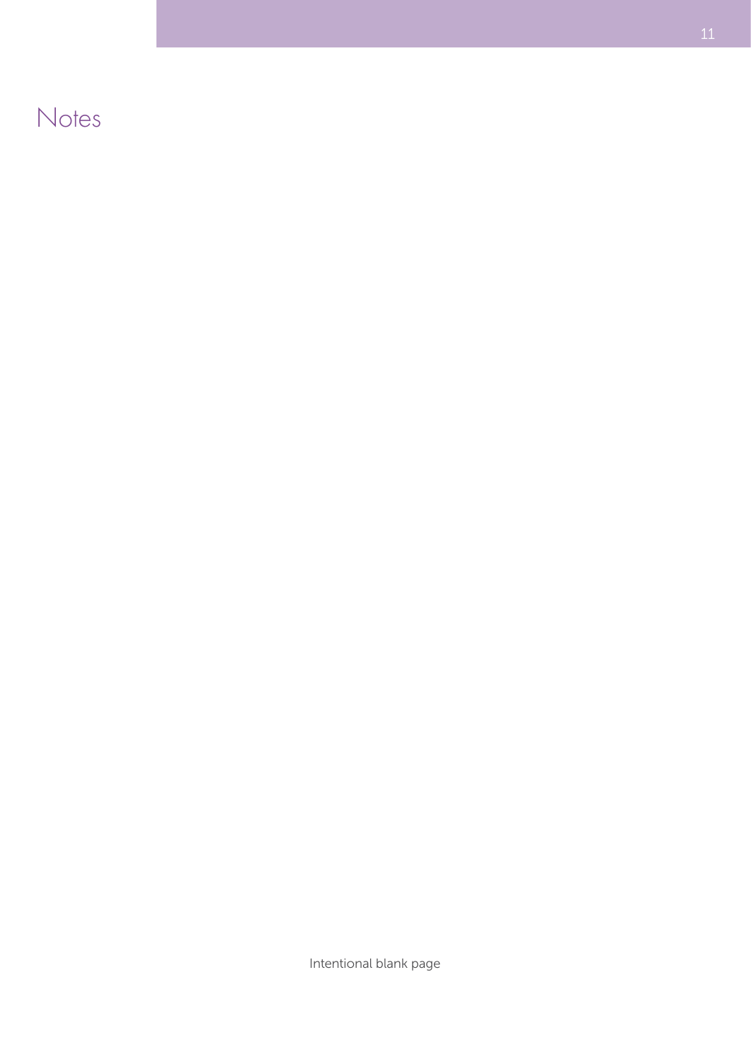# Notes

Intentional blank page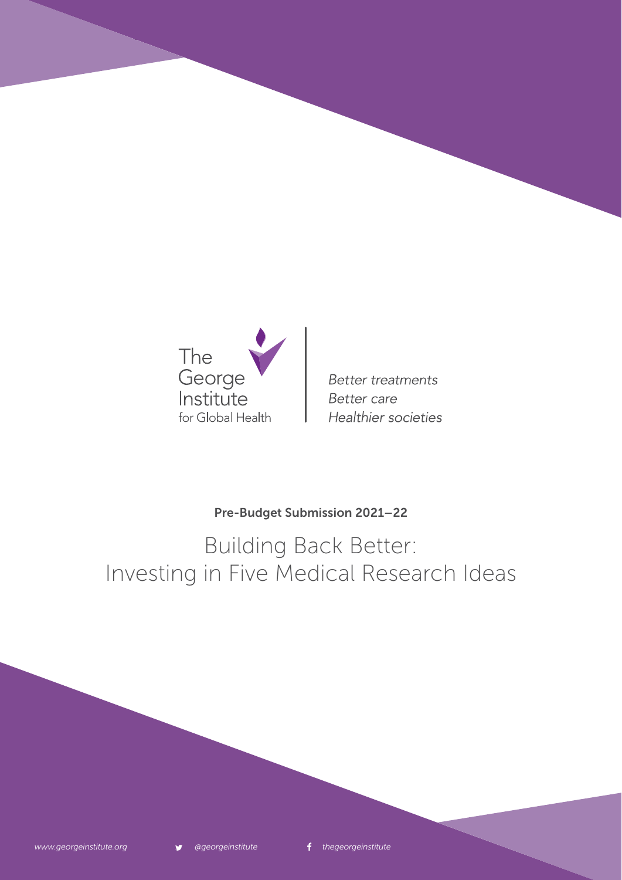The George Institute for Global Health

*Better treatments*
*Better care*
*Healthier societies*

**Pre-Budget Submission 2021–22**

# Building Back Better: Investing in Five Medical Research Ideas

*www.georgeinstitute.org* *@georgeinstitute* *thegeorgeinstitute*